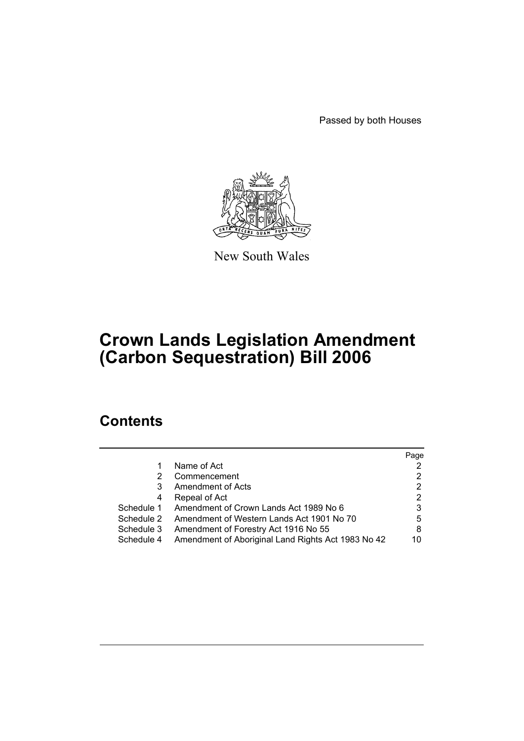Passed by both Houses

New South Wales

# Crown Lands Legislation Amendment (Carbon Sequestration) Bill 2006

## Contents

|  |  | Page |
|---|---|---|
| 1 | Name of Act | 2 |
| 2 | Commencement | 2 |
| 3 | Amendment of Acts | 2 |
| 4 | Repeal of Act | 2 |
| Schedule 1 | Amendment of Crown Lands Act 1989 No 6 | 3 |
| Schedule 2 | Amendment of Western Lands Act 1901 No 70 | 5 |
| Schedule 3 | Amendment of Forestry Act 1916 No 55 | 8 |
| Schedule 4 | Amendment of Aboriginal Land Rights Act 1983 No 42 | 10 |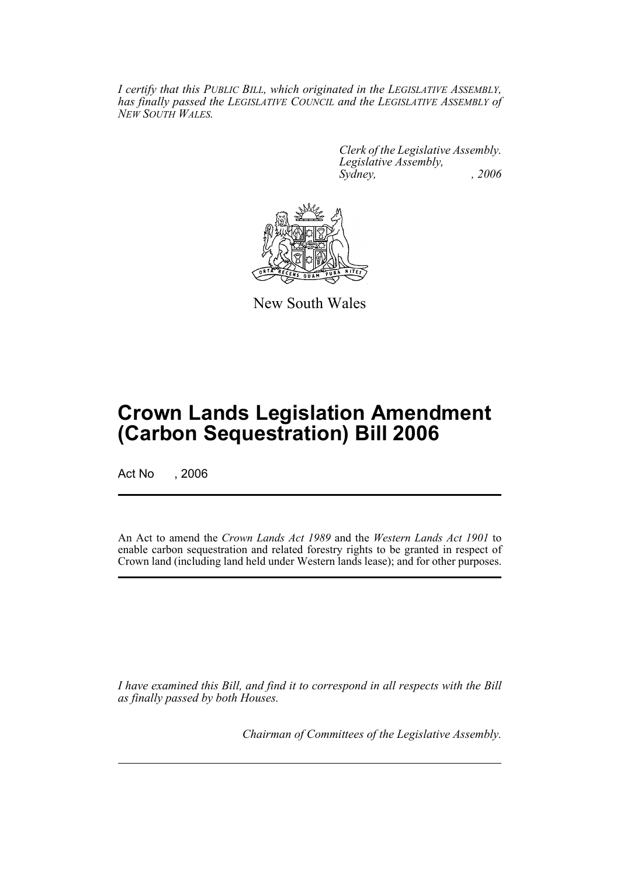*I certify that this PUBLIC BILL, which originated in the LEGISLATIVE ASSEMBLY, has finally passed the LEGISLATIVE COUNCIL and the LEGISLATIVE ASSEMBLY of NEW SOUTH WALES.*

*Clerk of the Legislative Assembly.*
*Legislative Assembly,*
*Sydney, , 2006*

New South Wales

# Crown Lands Legislation Amendment (Carbon Sequestration) Bill 2006

Act No , 2006

An Act to amend the *Crown Lands Act 1989* and the *Western Lands Act 1901* to enable carbon sequestration and related forestry rights to be granted in respect of Crown land (including land held under Western lands lease); and for other purposes.

*I have examined this Bill, and find it to correspond in all respects with the Bill as finally passed by both Houses.*

*Chairman of Committees of the Legislative Assembly.*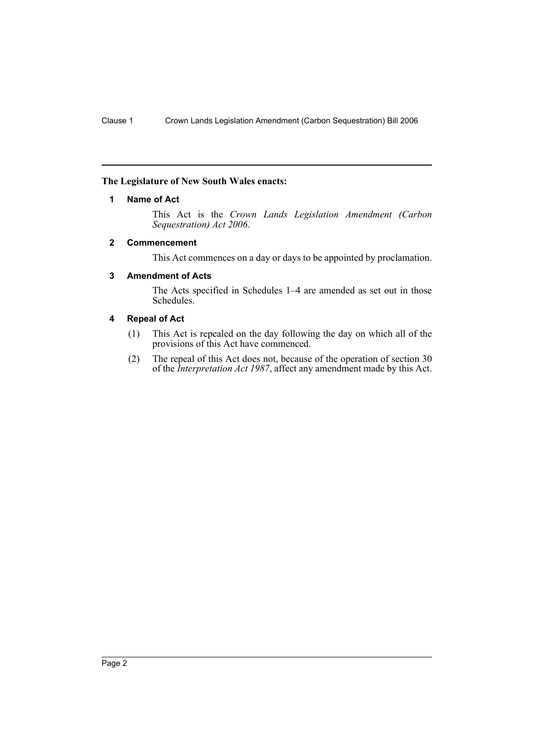**The Legislature of New South Wales enacts:**

### 1 Name of Act

This Act is the *Crown Lands Legislation Amendment (Carbon Sequestration) Act 2006*.

### 2 Commencement

This Act commences on a day or days to be appointed by proclamation.

### 3 Amendment of Acts

The Acts specified in Schedules 1–4 are amended as set out in those Schedules.

### 4 Repeal of Act

(1) This Act is repealed on the day following the day on which all of the provisions of this Act have commenced.

(2) The repeal of this Act does not, because of the operation of section 30 of the *Interpretation Act 1987*, affect any amendment made by this Act.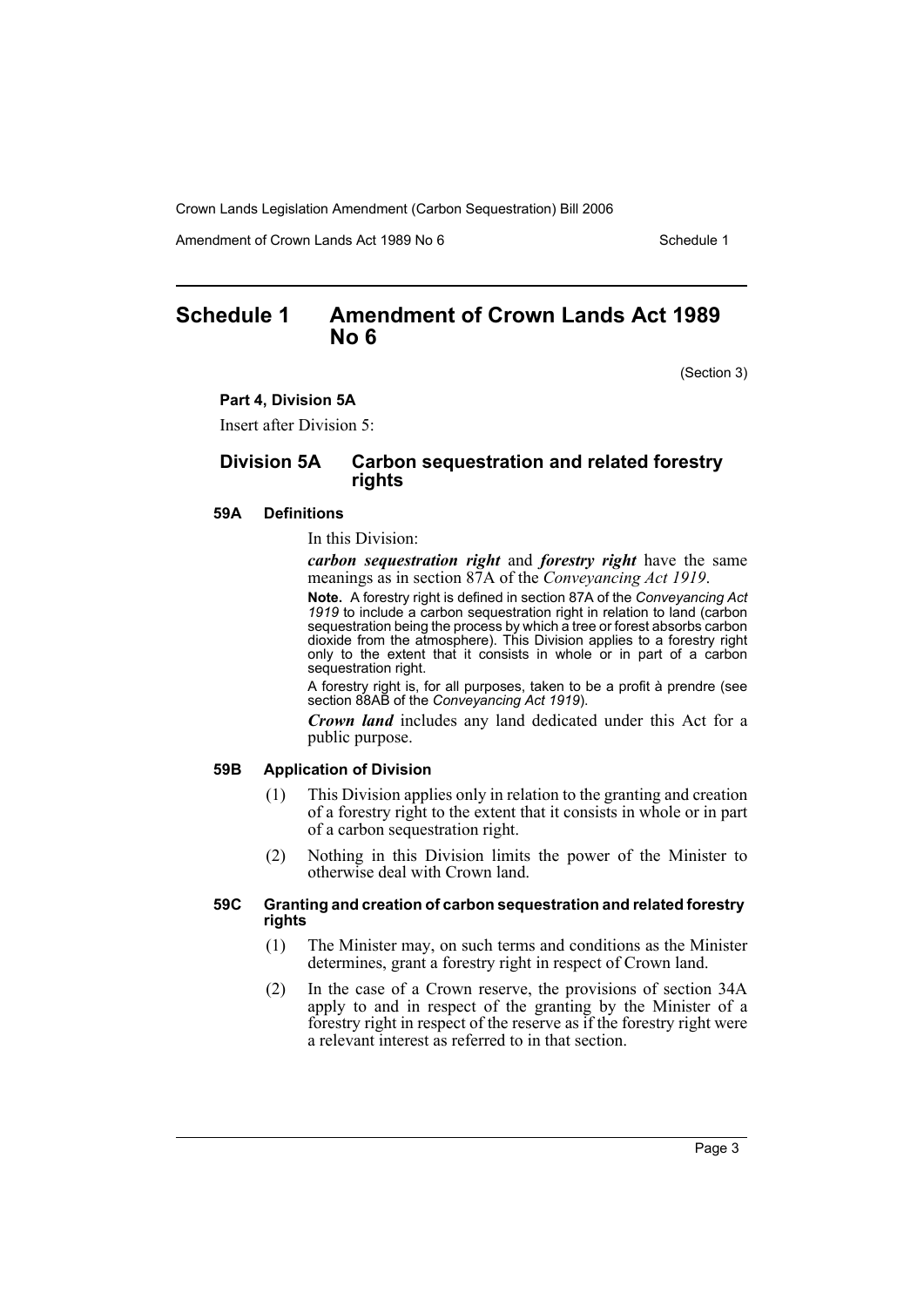# Schedule 1 Amendment of Crown Lands Act 1989 No 6

(Section 3)

**Part 4, Division 5A**

Insert after Division 5:

## Division 5A Carbon sequestration and related forestry rights

### 59A Definitions

In this Division:

***carbon sequestration right*** and ***forestry right*** have the same meanings as in section 87A of the *Conveyancing Act 1919*.

**Note.** A forestry right is defined in section 87A of the *Conveyancing Act 1919* to include a carbon sequestration right in relation to land (carbon sequestration being the process by which a tree or forest absorbs carbon dioxide from the atmosphere). This Division applies to a forestry right only to the extent that it consists in whole or in part of a carbon sequestration right.

A forestry right is, for all purposes, taken to be a profit à prendre (see section 88AB of the *Conveyancing Act 1919*).

***Crown land*** includes any land dedicated under this Act for a public purpose.

### 59B Application of Division

(1) This Division applies only in relation to the granting and creation of a forestry right to the extent that it consists in whole or in part of a carbon sequestration right.

(2) Nothing in this Division limits the power of the Minister to otherwise deal with Crown land.

### 59C Granting and creation of carbon sequestration and related forestry rights

(1) The Minister may, on such terms and conditions as the Minister determines, grant a forestry right in respect of Crown land.

(2) In the case of a Crown reserve, the provisions of section 34A apply to and in respect of the granting by the Minister of a forestry right in respect of the reserve as if the forestry right were a relevant interest as referred to in that section.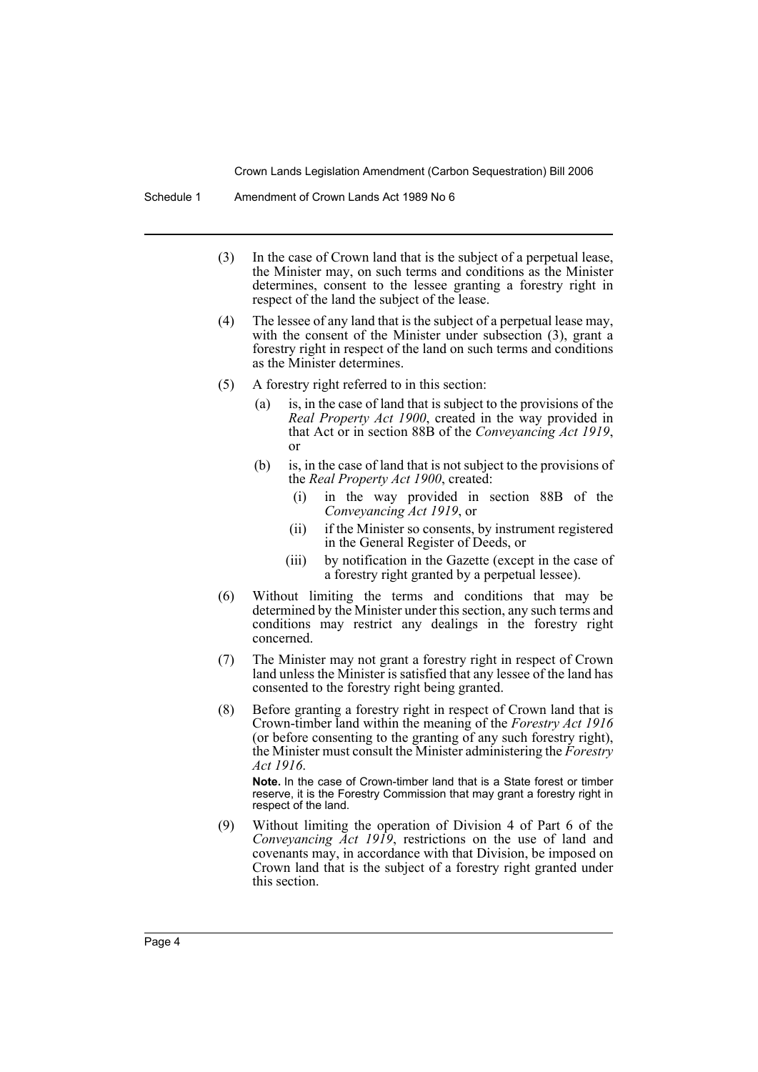(3) In the case of Crown land that is the subject of a perpetual lease, the Minister may, on such terms and conditions as the Minister determines, consent to the lessee granting a forestry right in respect of the land the subject of the lease.

(4) The lessee of any land that is the subject of a perpetual lease may, with the consent of the Minister under subsection (3), grant a forestry right in respect of the land on such terms and conditions as the Minister determines.

(5) A forestry right referred to in this section:

  (a) is, in the case of land that is subject to the provisions of the *Real Property Act 1900*, created in the way provided in that Act or in section 88B of the *Conveyancing Act 1919*, or

  (b) is, in the case of land that is not subject to the provisions of the *Real Property Act 1900*, created:

    (i) in the way provided in section 88B of the *Conveyancing Act 1919*, or

    (ii) if the Minister so consents, by instrument registered in the General Register of Deeds, or

    (iii) by notification in the Gazette (except in the case of a forestry right granted by a perpetual lessee).

(6) Without limiting the terms and conditions that may be determined by the Minister under this section, any such terms and conditions may restrict any dealings in the forestry right concerned.

(7) The Minister may not grant a forestry right in respect of Crown land unless the Minister is satisfied that any lessee of the land has consented to the forestry right being granted.

(8) Before granting a forestry right in respect of Crown land that is Crown-timber land within the meaning of the *Forestry Act 1916* (or before consenting to the granting of any such forestry right), the Minister must consult the Minister administering the *Forestry Act 1916*.

**Note.** In the case of Crown-timber land that is a State forest or timber reserve, it is the Forestry Commission that may grant a forestry right in respect of the land.

(9) Without limiting the operation of Division 4 of Part 6 of the *Conveyancing Act 1919*, restrictions on the use of land and covenants may, in accordance with that Division, be imposed on Crown land that is the subject of a forestry right granted under this section.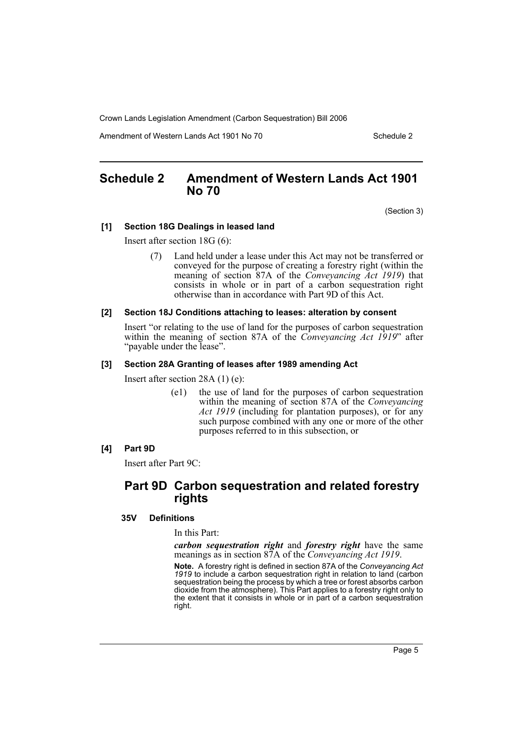# Schedule 2 Amendment of Western Lands Act 1901 No 70

(Section 3)

### [1] Section 18G Dealings in leased land

Insert after section 18G (6):

> (7) Land held under a lease under this Act may not be transferred or conveyed for the purpose of creating a forestry right (within the meaning of section 87A of the *Conveyancing Act 1919*) that consists in whole or in part of a carbon sequestration right otherwise than in accordance with Part 9D of this Act.

### [2] Section 18J Conditions attaching to leases: alteration by consent

Insert "or relating to the use of land for the purposes of carbon sequestration within the meaning of section 87A of the *Conveyancing Act 1919*" after "payable under the lease".

### [3] Section 28A Granting of leases after 1989 amending Act

Insert after section 28A (1) (e):

> (e1) the use of land for the purposes of carbon sequestration within the meaning of section 87A of the *Conveyancing Act 1919* (including for plantation purposes), or for any such purpose combined with any one or more of the other purposes referred to in this subsection, or

### [4] Part 9D

Insert after Part 9C:

## Part 9D Carbon sequestration and related forestry rights

#### 35V Definitions

In this Part:

***carbon sequestration right*** and ***forestry right*** have the same meanings as in section 87A of the *Conveyancing Act 1919*.

**Note.** A forestry right is defined in section 87A of the *Conveyancing Act 1919* to include a carbon sequestration right in relation to land (carbon sequestration being the process by which a tree or forest absorbs carbon dioxide from the atmosphere). This Part applies to a forestry right only to the extent that it consists in whole or in part of a carbon sequestration right.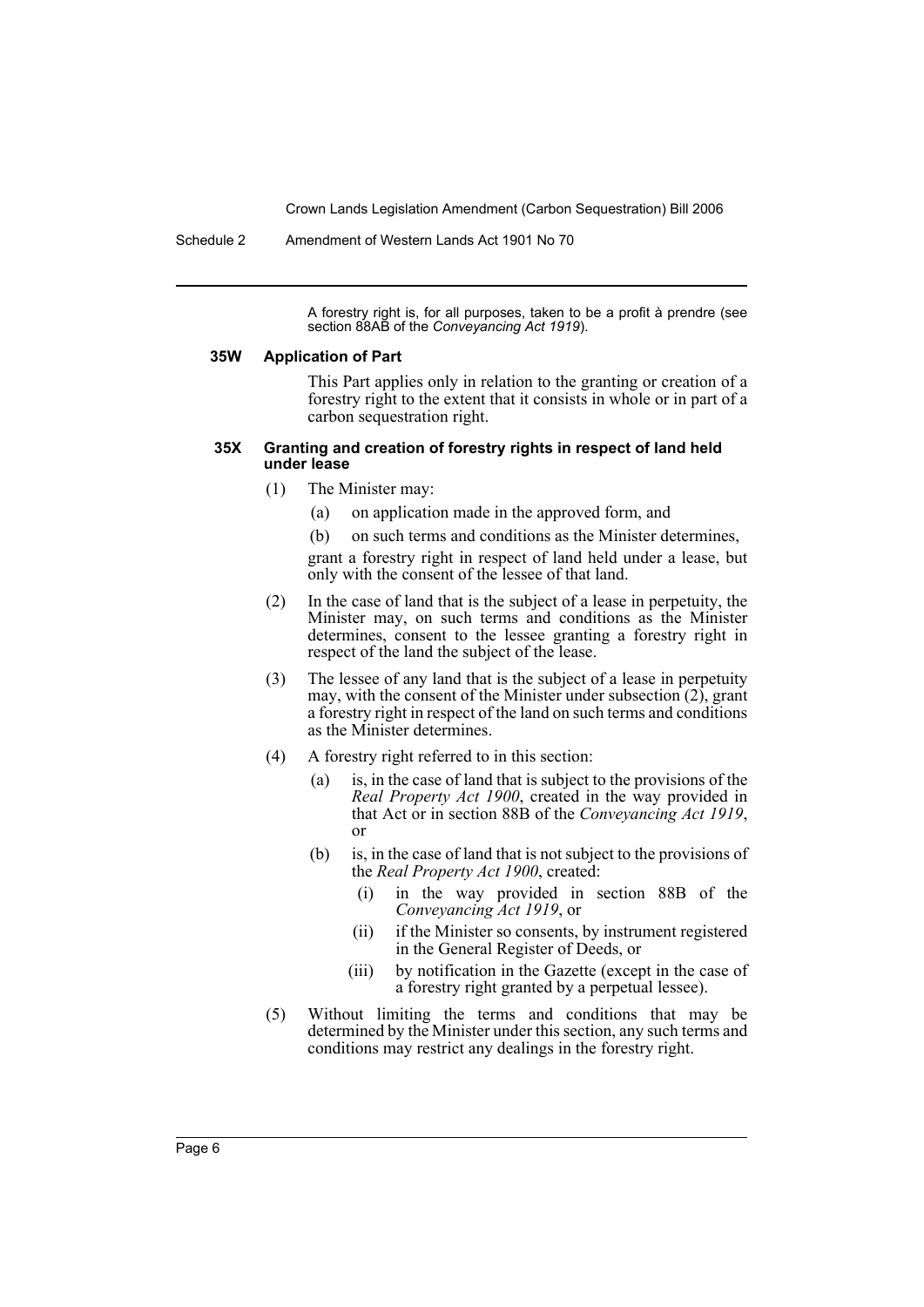A forestry right is, for all purposes, taken to be a profit à prendre (see section 88AB of the *Conveyancing Act 1919*).

#### 35W Application of Part

This Part applies only in relation to the granting or creation of a forestry right to the extent that it consists in whole or in part of a carbon sequestration right.

#### 35X Granting and creation of forestry rights in respect of land held under lease

(1) The Minister may:

- (a) on application made in the approved form, and
- (b) on such terms and conditions as the Minister determines,

grant a forestry right in respect of land held under a lease, but only with the consent of the lessee of that land.

(2) In the case of land that is the subject of a lease in perpetuity, the Minister may, on such terms and conditions as the Minister determines, consent to the lessee granting a forestry right in respect of the land the subject of the lease.

(3) The lessee of any land that is the subject of a lease in perpetuity may, with the consent of the Minister under subsection (2), grant a forestry right in respect of the land on such terms and conditions as the Minister determines.

(4) A forestry right referred to in this section:

- (a) is, in the case of land that is subject to the provisions of the *Real Property Act 1900*, created in the way provided in that Act or in section 88B of the *Conveyancing Act 1919*, or
- (b) is, in the case of land that is not subject to the provisions of the *Real Property Act 1900*, created:
  - (i) in the way provided in section 88B of the *Conveyancing Act 1919*, or
  - (ii) if the Minister so consents, by instrument registered in the General Register of Deeds, or
  - (iii) by notification in the Gazette (except in the case of a forestry right granted by a perpetual lessee).

(5) Without limiting the terms and conditions that may be determined by the Minister under this section, any such terms and conditions may restrict any dealings in the forestry right.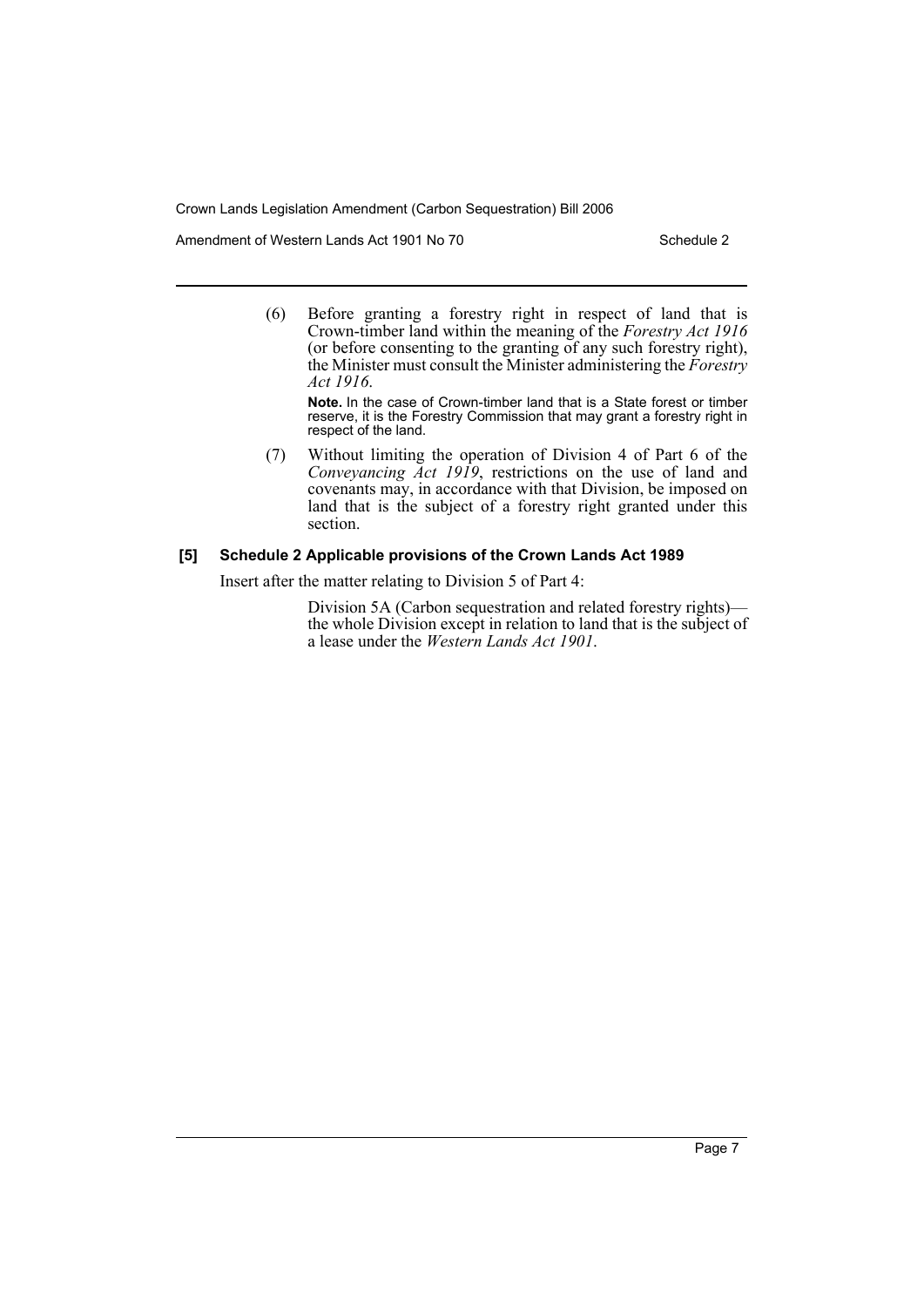(6) Before granting a forestry right in respect of land that is Crown-timber land within the meaning of the *Forestry Act 1916* (or before consenting to the granting of any such forestry right), the Minister must consult the Minister administering the *Forestry Act 1916*.

**Note.** In the case of Crown-timber land that is a State forest or timber reserve, it is the Forestry Commission that may grant a forestry right in respect of the land.

(7) Without limiting the operation of Division 4 of Part 6 of the *Conveyancing Act 1919*, restrictions on the use of land and covenants may, in accordance with that Division, be imposed on land that is the subject of a forestry right granted under this section.

**[5] Schedule 2 Applicable provisions of the Crown Lands Act 1989**

Insert after the matter relating to Division 5 of Part 4:

Division 5A (Carbon sequestration and related forestry rights)—the whole Division except in relation to land that is the subject of a lease under the *Western Lands Act 1901*.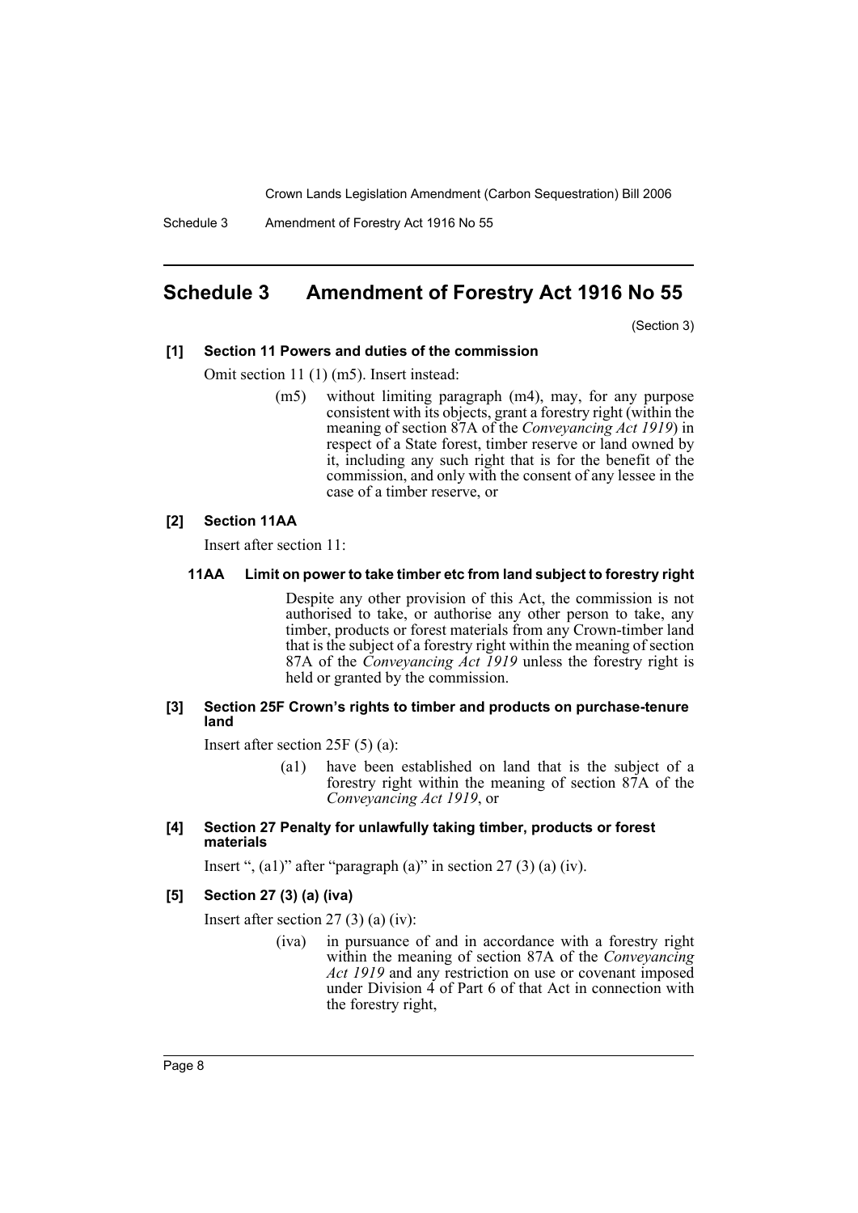# Schedule 3 Amendment of Forestry Act 1916 No 55

(Section 3)

**[1] Section 11 Powers and duties of the commission**

Omit section 11 (1) (m5). Insert instead:

> (m5) without limiting paragraph (m4), may, for any purpose consistent with its objects, grant a forestry right (within the meaning of section 87A of the *Conveyancing Act 1919*) in respect of a State forest, timber reserve or land owned by it, including any such right that is for the benefit of the commission, and only with the consent of any lessee in the case of a timber reserve, or

**[2] Section 11AA**

Insert after section 11:

> **11AA Limit on power to take timber etc from land subject to forestry right**
>
> Despite any other provision of this Act, the commission is not authorised to take, or authorise any other person to take, any timber, products or forest materials from any Crown-timber land that is the subject of a forestry right within the meaning of section 87A of the *Conveyancing Act 1919* unless the forestry right is held or granted by the commission.

**[3] Section 25F Crown's rights to timber and products on purchase-tenure land**

Insert after section 25F (5) (a):

> (a1) have been established on land that is the subject of a forestry right within the meaning of section 87A of the *Conveyancing Act 1919*, or

**[4] Section 27 Penalty for unlawfully taking timber, products or forest materials**

Insert ", (a1)" after "paragraph (a)" in section 27 (3) (a) (iv).

**[5] Section 27 (3) (a) (iva)**

Insert after section 27 (3) (a) (iv):

> (iva) in pursuance of and in accordance with a forestry right within the meaning of section 87A of the *Conveyancing Act 1919* and any restriction on use or covenant imposed under Division 4 of Part 6 of that Act in connection with the forestry right,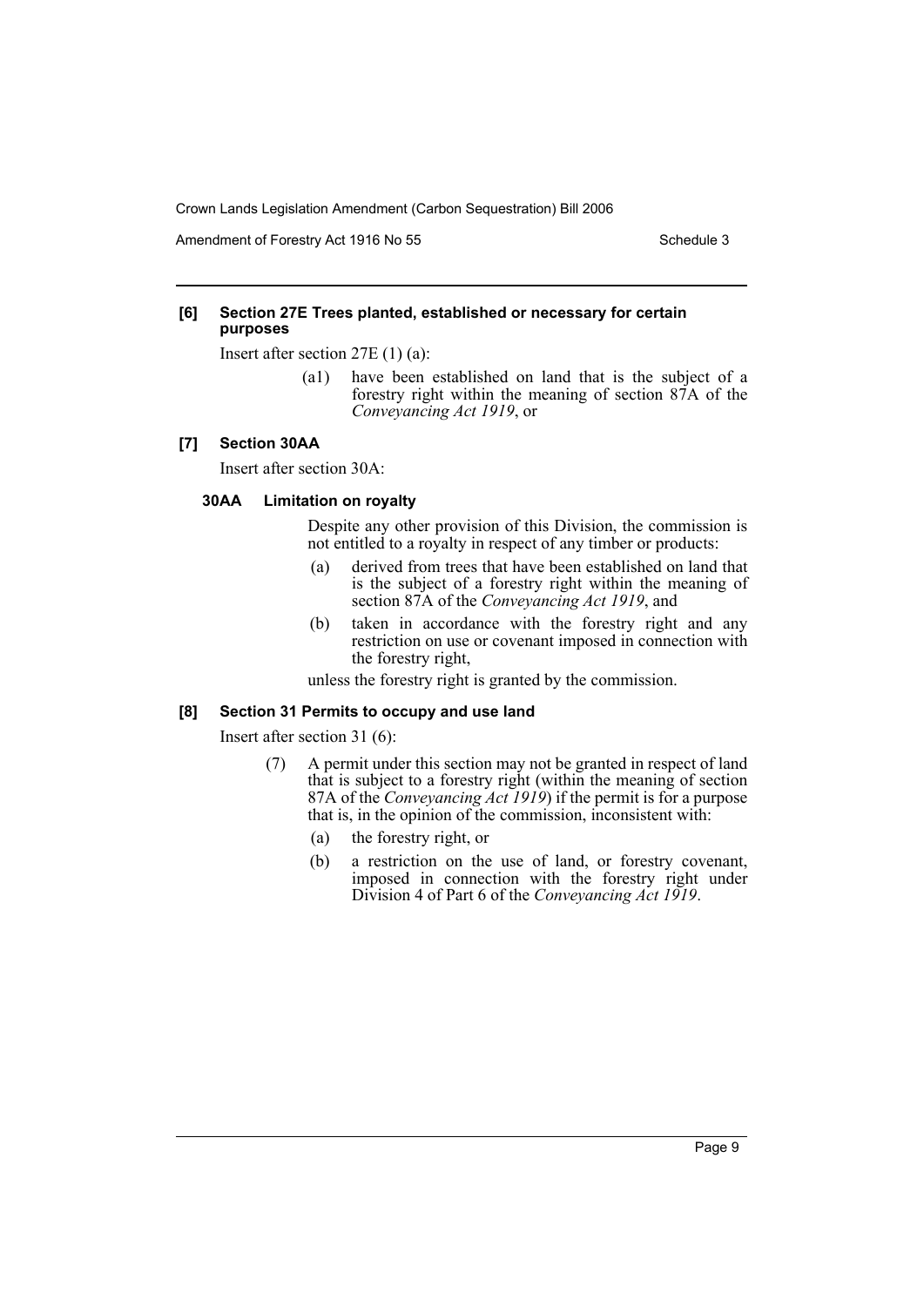### [6] Section 27E Trees planted, established or necessary for certain purposes

Insert after section 27E (1) (a):

> (a1) have been established on land that is the subject of a forestry right within the meaning of section 87A of the *Conveyancing Act 1919*, or

### [7] Section 30AA

Insert after section 30A:

#### 30AA Limitation on royalty

Despite any other provision of this Division, the commission is not entitled to a royalty in respect of any timber or products:

(a) derived from trees that have been established on land that is the subject of a forestry right within the meaning of section 87A of the *Conveyancing Act 1919*, and

(b) taken in accordance with the forestry right and any restriction on use or covenant imposed in connection with the forestry right,

unless the forestry right is granted by the commission.

### [8] Section 31 Permits to occupy and use land

Insert after section 31 (6):

(7) A permit under this section may not be granted in respect of land that is subject to a forestry right (within the meaning of section 87A of the *Conveyancing Act 1919*) if the permit is for a purpose that is, in the opinion of the commission, inconsistent with:

(a) the forestry right, or

(b) a restriction on the use of land, or forestry covenant, imposed in connection with the forestry right under Division 4 of Part 6 of the *Conveyancing Act 1919*.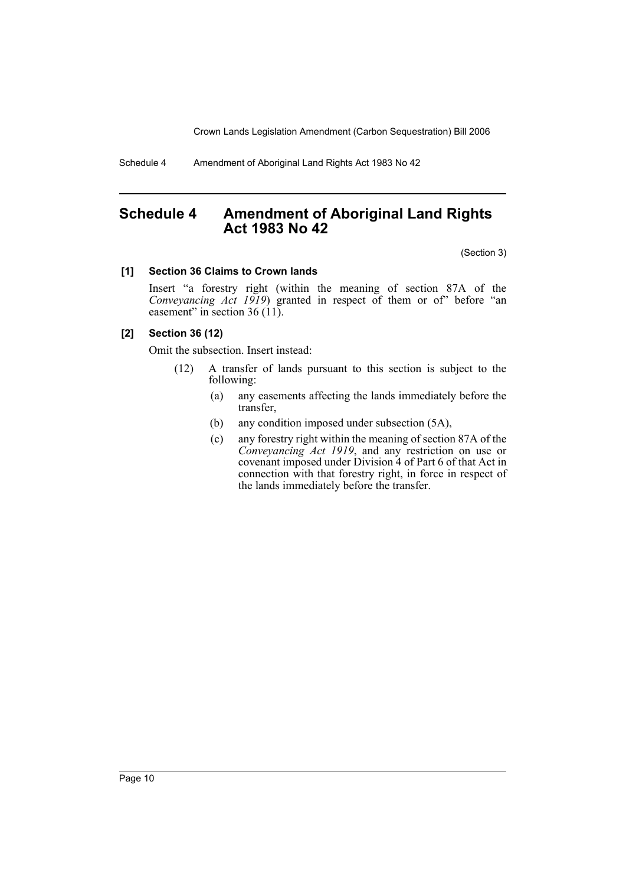## Schedule 4 Amendment of Aboriginal Land Rights Act 1983 No 42

(Section 3)

**[1] Section 36 Claims to Crown lands**

Insert "a forestry right (within the meaning of section 87A of the *Conveyancing Act 1919*) granted in respect of them or of" before "an easement" in section 36 (11).

**[2] Section 36 (12)**

Omit the subsection. Insert instead:

(12) A transfer of lands pursuant to this section is subject to the following:

(a) any easements affecting the lands immediately before the transfer,

(b) any condition imposed under subsection (5A),

(c) any forestry right within the meaning of section 87A of the *Conveyancing Act 1919*, and any restriction on use or covenant imposed under Division 4 of Part 6 of that Act in connection with that forestry right, in force in respect of the lands immediately before the transfer.